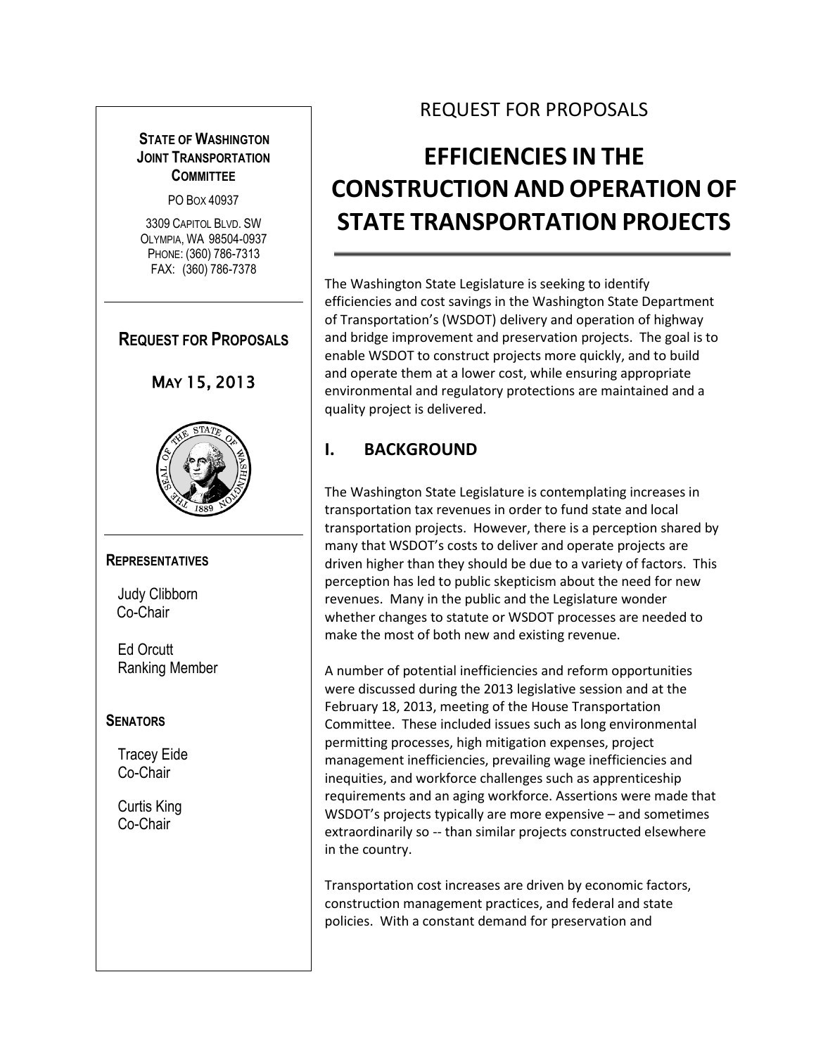**STATE OF WASHINGTON JOINT TRANSPORTATION COMMITTEE**

PO BOX 40937

3309 CAPITOL BLVD. SW
OLYMPIA, WA 98504-0937
PHONE: (360) 786-7313
FAX: (360) 786-7378

**REQUEST FOR PROPOSALS**

**MAY 15, 2013**

**REPRESENTATIVES**

Judy Clibborn
Co-Chair

Ed Orcutt
Ranking Member

**SENATORS**

Tracey Eide
Co-Chair

Curtis King
Co-Chair

REQUEST FOR PROPOSALS

# EFFICIENCIES IN THE CONSTRUCTION AND OPERATION OF STATE TRANSPORTATION PROJECTS

The Washington State Legislature is seeking to identify efficiencies and cost savings in the Washington State Department of Transportation's (WSDOT) delivery and operation of highway and bridge improvement and preservation projects. The goal is to enable WSDOT to construct projects more quickly, and to build and operate them at a lower cost, while ensuring appropriate environmental and regulatory protections are maintained and a quality project is delivered.

## I. BACKGROUND

The Washington State Legislature is contemplating increases in transportation tax revenues in order to fund state and local transportation projects. However, there is a perception shared by many that WSDOT's costs to deliver and operate projects are driven higher than they should be due to a variety of factors. This perception has led to public skepticism about the need for new revenues. Many in the public and the Legislature wonder whether changes to statute or WSDOT processes are needed to make the most of both new and existing revenue.

A number of potential inefficiencies and reform opportunities were discussed during the 2013 legislative session and at the February 18, 2013, meeting of the House Transportation Committee. These included issues such as long environmental permitting processes, high mitigation expenses, project management inefficiencies, prevailing wage inefficiencies and inequities, and workforce challenges such as apprenticeship requirements and an aging workforce. Assertions were made that WSDOT's projects typically are more expensive – and sometimes extraordinarily so -- than similar projects constructed elsewhere in the country.

Transportation cost increases are driven by economic factors, construction management practices, and federal and state policies. With a constant demand for preservation and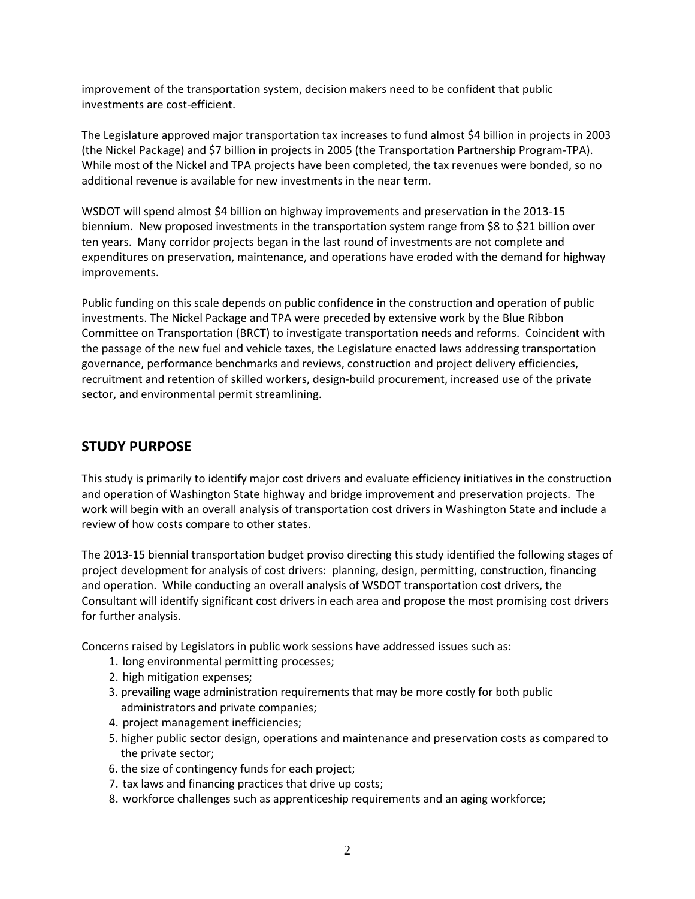improvement of the transportation system, decision makers need to be confident that public investments are cost-efficient.

The Legislature approved major transportation tax increases to fund almost $4 billion in projects in 2003 (the Nickel Package) and $7 billion in projects in 2005 (the Transportation Partnership Program-TPA). While most of the Nickel and TPA projects have been completed, the tax revenues were bonded, so no additional revenue is available for new investments in the near term.

WSDOT will spend almost $4 billion on highway improvements and preservation in the 2013-15 biennium. New proposed investments in the transportation system range from $8 to $21 billion over ten years. Many corridor projects began in the last round of investments are not complete and expenditures on preservation, maintenance, and operations have eroded with the demand for highway improvements.

Public funding on this scale depends on public confidence in the construction and operation of public investments. The Nickel Package and TPA were preceded by extensive work by the Blue Ribbon Committee on Transportation (BRCT) to investigate transportation needs and reforms. Coincident with the passage of the new fuel and vehicle taxes, the Legislature enacted laws addressing transportation governance, performance benchmarks and reviews, construction and project delivery efficiencies, recruitment and retention of skilled workers, design-build procurement, increased use of the private sector, and environmental permit streamlining.

## STUDY PURPOSE

This study is primarily to identify major cost drivers and evaluate efficiency initiatives in the construction and operation of Washington State highway and bridge improvement and preservation projects. The work will begin with an overall analysis of transportation cost drivers in Washington State and include a review of how costs compare to other states.

The 2013-15 biennial transportation budget proviso directing this study identified the following stages of project development for analysis of cost drivers: planning, design, permitting, construction, financing and operation. While conducting an overall analysis of WSDOT transportation cost drivers, the Consultant will identify significant cost drivers in each area and propose the most promising cost drivers for further analysis.

Concerns raised by Legislators in public work sessions have addressed issues such as:

1. long environmental permitting processes;
2. high mitigation expenses;
3. prevailing wage administration requirements that may be more costly for both public administrators and private companies;
4. project management inefficiencies;
5. higher public sector design, operations and maintenance and preservation costs as compared to the private sector;
6. the size of contingency funds for each project;
7. tax laws and financing practices that drive up costs;
8. workforce challenges such as apprenticeship requirements and an aging workforce;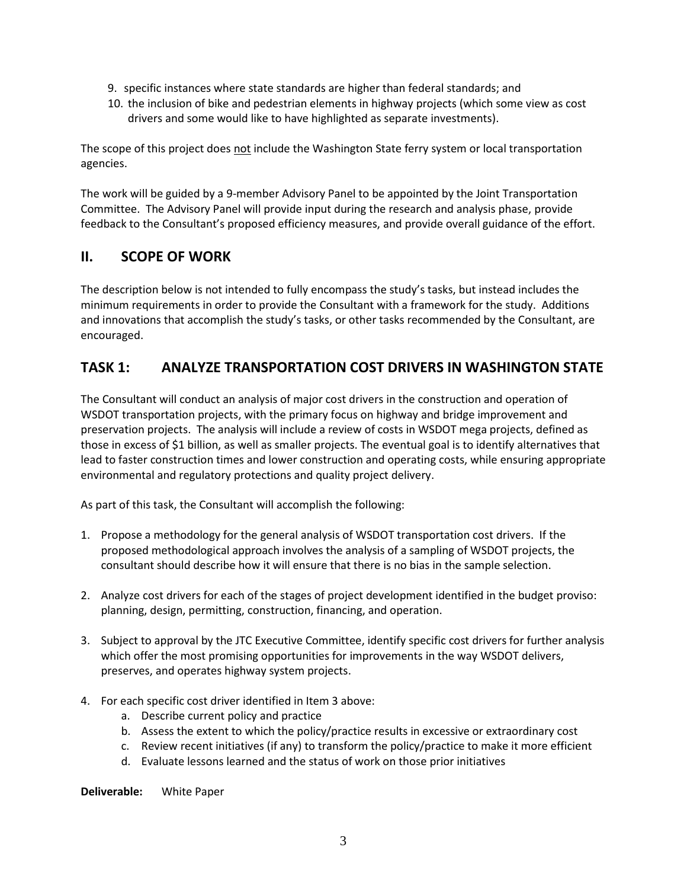9. specific instances where state standards are higher than federal standards; and
10. the inclusion of bike and pedestrian elements in highway projects (which some view as cost drivers and some would like to have highlighted as separate investments).

The scope of this project does not include the Washington State ferry system or local transportation agencies.

The work will be guided by a 9-member Advisory Panel to be appointed by the Joint Transportation Committee. The Advisory Panel will provide input during the research and analysis phase, provide feedback to the Consultant's proposed efficiency measures, and provide overall guidance of the effort.

## II. SCOPE OF WORK

The description below is not intended to fully encompass the study's tasks, but instead includes the minimum requirements in order to provide the Consultant with a framework for the study. Additions and innovations that accomplish the study's tasks, or other tasks recommended by the Consultant, are encouraged.

## TASK 1: ANALYZE TRANSPORTATION COST DRIVERS IN WASHINGTON STATE

The Consultant will conduct an analysis of major cost drivers in the construction and operation of WSDOT transportation projects, with the primary focus on highway and bridge improvement and preservation projects. The analysis will include a review of costs in WSDOT mega projects, defined as those in excess of $1 billion, as well as smaller projects. The eventual goal is to identify alternatives that lead to faster construction times and lower construction and operating costs, while ensuring appropriate environmental and regulatory protections and quality project delivery.

As part of this task, the Consultant will accomplish the following:

1. Propose a methodology for the general analysis of WSDOT transportation cost drivers. If the proposed methodological approach involves the analysis of a sampling of WSDOT projects, the consultant should describe how it will ensure that there is no bias in the sample selection.

2. Analyze cost drivers for each of the stages of project development identified in the budget proviso: planning, design, permitting, construction, financing, and operation.

3. Subject to approval by the JTC Executive Committee, identify specific cost drivers for further analysis which offer the most promising opportunities for improvements in the way WSDOT delivers, preserves, and operates highway system projects.

4. For each specific cost driver identified in Item 3 above:
   a. Describe current policy and practice
   b. Assess the extent to which the policy/practice results in excessive or extraordinary cost
   c. Review recent initiatives (if any) to transform the policy/practice to make it more efficient
   d. Evaluate lessons learned and the status of work on those prior initiatives

**Deliverable:** White Paper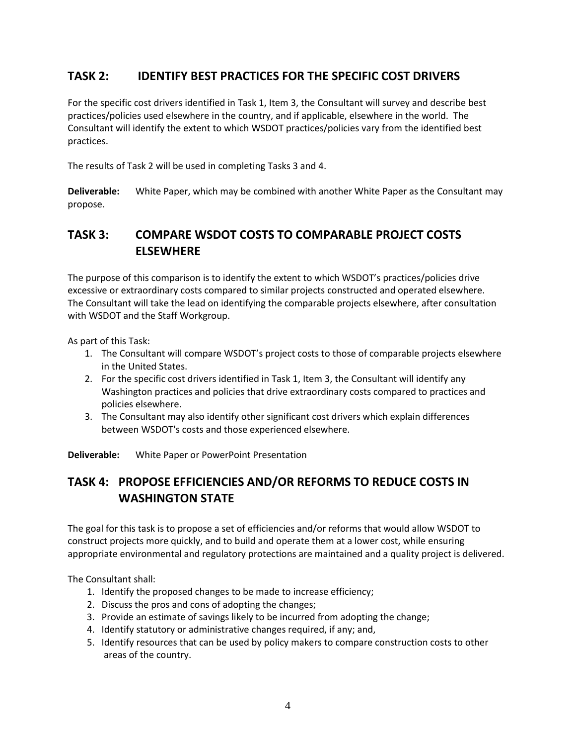## TASK 2: IDENTIFY BEST PRACTICES FOR THE SPECIFIC COST DRIVERS

For the specific cost drivers identified in Task 1, Item 3, the Consultant will survey and describe best practices/policies used elsewhere in the country, and if applicable, elsewhere in the world. The Consultant will identify the extent to which WSDOT practices/policies vary from the identified best practices.

The results of Task 2 will be used in completing Tasks 3 and 4.

**Deliverable:** White Paper, which may be combined with another White Paper as the Consultant may propose.

## TASK 3: COMPARE WSDOT COSTS TO COMPARABLE PROJECT COSTS ELSEWHERE

The purpose of this comparison is to identify the extent to which WSDOT's practices/policies drive excessive or extraordinary costs compared to similar projects constructed and operated elsewhere. The Consultant will take the lead on identifying the comparable projects elsewhere, after consultation with WSDOT and the Staff Workgroup.

As part of this Task:

1. The Consultant will compare WSDOT's project costs to those of comparable projects elsewhere in the United States.
2. For the specific cost drivers identified in Task 1, Item 3, the Consultant will identify any Washington practices and policies that drive extraordinary costs compared to practices and policies elsewhere.
3. The Consultant may also identify other significant cost drivers which explain differences between WSDOT's costs and those experienced elsewhere.

**Deliverable:** White Paper or PowerPoint Presentation

## TASK 4: PROPOSE EFFICIENCIES AND/OR REFORMS TO REDUCE COSTS IN WASHINGTON STATE

The goal for this task is to propose a set of efficiencies and/or reforms that would allow WSDOT to construct projects more quickly, and to build and operate them at a lower cost, while ensuring appropriate environmental and regulatory protections are maintained and a quality project is delivered.

The Consultant shall:

1. Identify the proposed changes to be made to increase efficiency;
2. Discuss the pros and cons of adopting the changes;
3. Provide an estimate of savings likely to be incurred from adopting the change;
4. Identify statutory or administrative changes required, if any; and,
5. Identify resources that can be used by policy makers to compare construction costs to other areas of the country.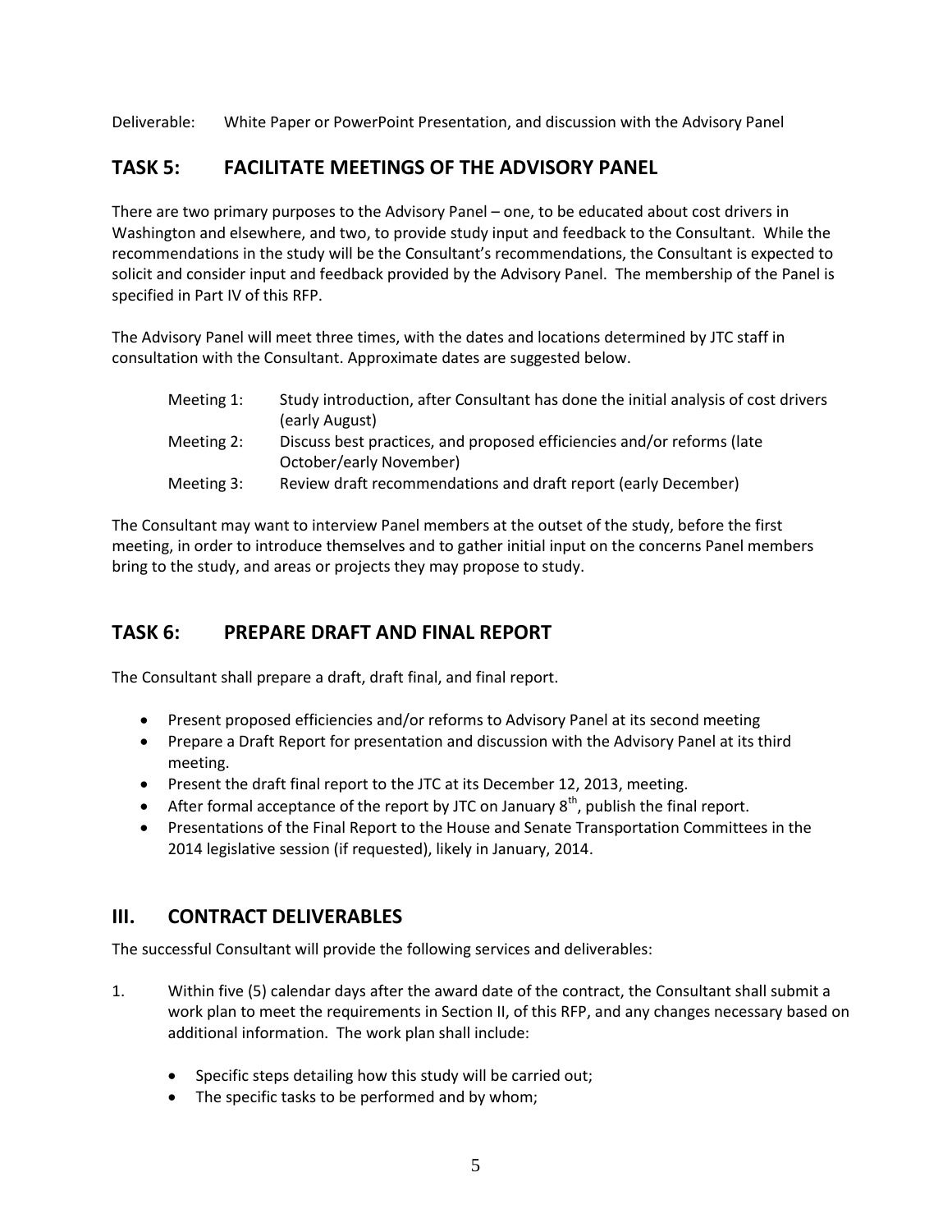Deliverable: White Paper or PowerPoint Presentation, and discussion with the Advisory Panel

## TASK 5: FACILITATE MEETINGS OF THE ADVISORY PANEL

There are two primary purposes to the Advisory Panel – one, to be educated about cost drivers in Washington and elsewhere, and two, to provide study input and feedback to the Consultant. While the recommendations in the study will be the Consultant's recommendations, the Consultant is expected to solicit and consider input and feedback provided by the Advisory Panel. The membership of the Panel is specified in Part IV of this RFP.

The Advisory Panel will meet three times, with the dates and locations determined by JTC staff in consultation with the Consultant. Approximate dates are suggested below.

| | |
|---|---|
| Meeting 1: | Study introduction, after Consultant has done the initial analysis of cost drivers (early August) |
| Meeting 2: | Discuss best practices, and proposed efficiencies and/or reforms (late October/early November) |
| Meeting 3: | Review draft recommendations and draft report (early December) |

The Consultant may want to interview Panel members at the outset of the study, before the first meeting, in order to introduce themselves and to gather initial input on the concerns Panel members bring to the study, and areas or projects they may propose to study.

## TASK 6: PREPARE DRAFT AND FINAL REPORT

The Consultant shall prepare a draft, draft final, and final report.

- Present proposed efficiencies and/or reforms to Advisory Panel at its second meeting
- Prepare a Draft Report for presentation and discussion with the Advisory Panel at its third meeting.
- Present the draft final report to the JTC at its December 12, 2013, meeting.
- After formal acceptance of the report by JTC on January 8th, publish the final report.
- Presentations of the Final Report to the House and Senate Transportation Committees in the 2014 legislative session (if requested), likely in January, 2014.

# III. CONTRACT DELIVERABLES

The successful Consultant will provide the following services and deliverables:

1. Within five (5) calendar days after the award date of the contract, the Consultant shall submit a work plan to meet the requirements in Section II, of this RFP, and any changes necessary based on additional information. The work plan shall include:
   - Specific steps detailing how this study will be carried out;
   - The specific tasks to be performed and by whom;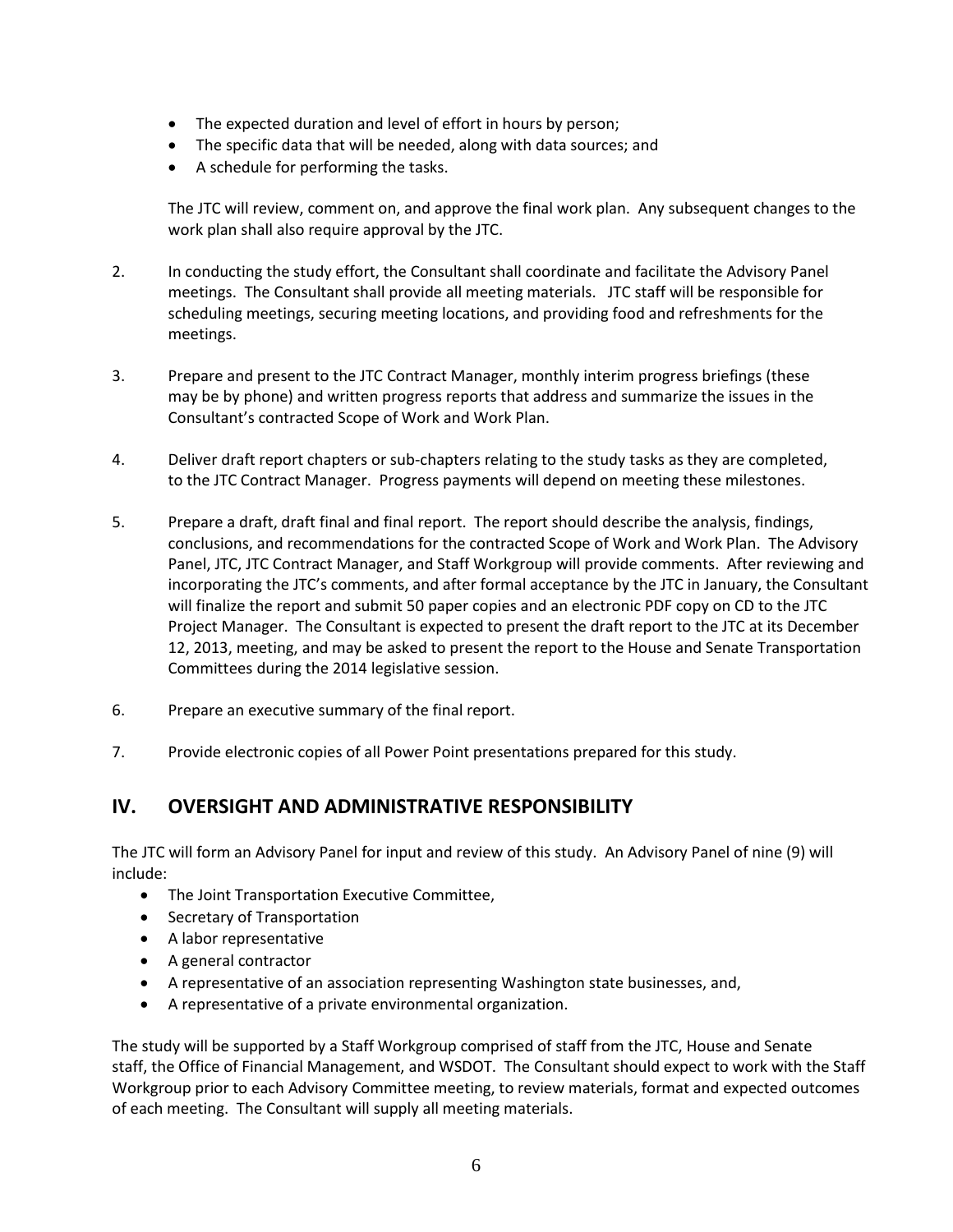- The expected duration and level of effort in hours by person;
- The specific data that will be needed, along with data sources; and
- A schedule for performing the tasks.

The JTC will review, comment on, and approve the final work plan. Any subsequent changes to the work plan shall also require approval by the JTC.

2. In conducting the study effort, the Consultant shall coordinate and facilitate the Advisory Panel meetings. The Consultant shall provide all meeting materials. JTC staff will be responsible for scheduling meetings, securing meeting locations, and providing food and refreshments for the meetings.

3. Prepare and present to the JTC Contract Manager, monthly interim progress briefings (these may be by phone) and written progress reports that address and summarize the issues in the Consultant's contracted Scope of Work and Work Plan.

4. Deliver draft report chapters or sub-chapters relating to the study tasks as they are completed, to the JTC Contract Manager. Progress payments will depend on meeting these milestones.

5. Prepare a draft, draft final and final report. The report should describe the analysis, findings, conclusions, and recommendations for the contracted Scope of Work and Work Plan. The Advisory Panel, JTC, JTC Contract Manager, and Staff Workgroup will provide comments. After reviewing and incorporating the JTC's comments, and after formal acceptance by the JTC in January, the Consultant will finalize the report and submit 50 paper copies and an electronic PDF copy on CD to the JTC Project Manager. The Consultant is expected to present the draft report to the JTC at its December 12, 2013, meeting, and may be asked to present the report to the House and Senate Transportation Committees during the 2014 legislative session.

6. Prepare an executive summary of the final report.

7. Provide electronic copies of all Power Point presentations prepared for this study.

## IV. OVERSIGHT AND ADMINISTRATIVE RESPONSIBILITY

The JTC will form an Advisory Panel for input and review of this study. An Advisory Panel of nine (9) will include:

- The Joint Transportation Executive Committee,
- Secretary of Transportation
- A labor representative
- A general contractor
- A representative of an association representing Washington state businesses, and,
- A representative of a private environmental organization.

The study will be supported by a Staff Workgroup comprised of staff from the JTC, House and Senate staff, the Office of Financial Management, and WSDOT. The Consultant should expect to work with the Staff Workgroup prior to each Advisory Committee meeting, to review materials, format and expected outcomes of each meeting. The Consultant will supply all meeting materials.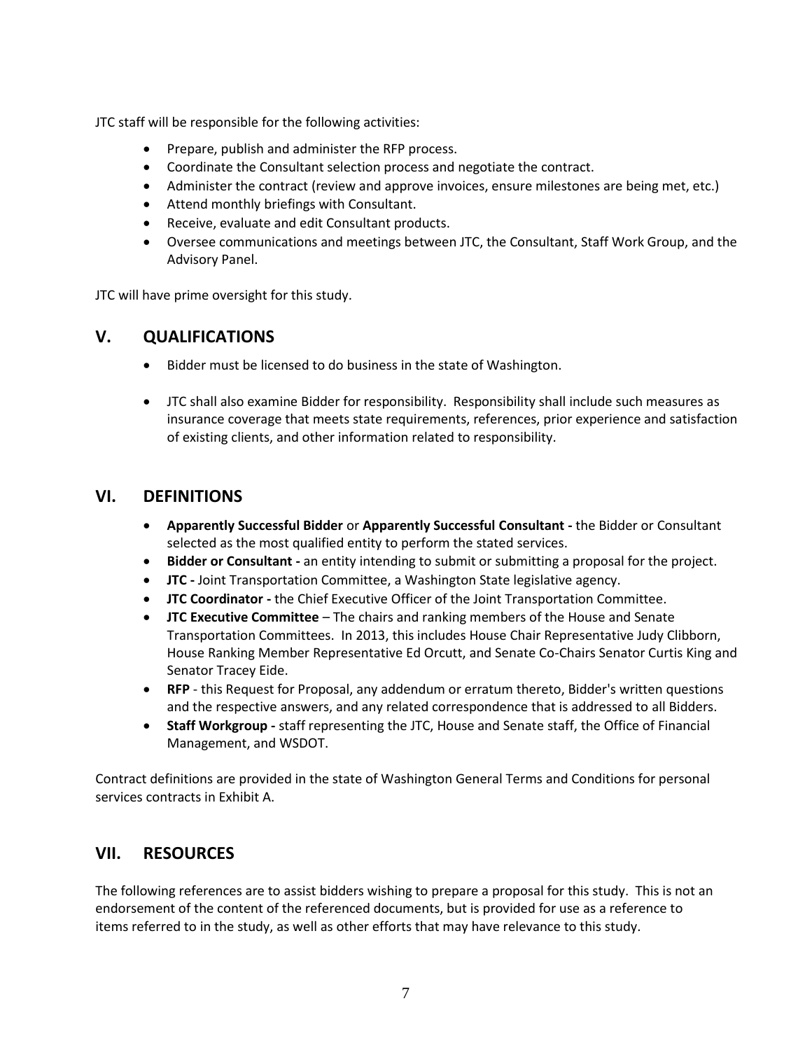JTC staff will be responsible for the following activities:

- Prepare, publish and administer the RFP process.
- Coordinate the Consultant selection process and negotiate the contract.
- Administer the contract (review and approve invoices, ensure milestones are being met, etc.)
- Attend monthly briefings with Consultant.
- Receive, evaluate and edit Consultant products.
- Oversee communications and meetings between JTC, the Consultant, Staff Work Group, and the Advisory Panel.

JTC will have prime oversight for this study.

## V. QUALIFICATIONS

- Bidder must be licensed to do business in the state of Washington.
- JTC shall also examine Bidder for responsibility. Responsibility shall include such measures as insurance coverage that meets state requirements, references, prior experience and satisfaction of existing clients, and other information related to responsibility.

## VI. DEFINITIONS

- **Apparently Successful Bidder** or **Apparently Successful Consultant -** the Bidder or Consultant selected as the most qualified entity to perform the stated services.
- **Bidder or Consultant -** an entity intending to submit or submitting a proposal for the project.
- **JTC -** Joint Transportation Committee, a Washington State legislative agency.
- **JTC Coordinator -** the Chief Executive Officer of the Joint Transportation Committee.
- **JTC Executive Committee** – The chairs and ranking members of the House and Senate Transportation Committees. In 2013, this includes House Chair Representative Judy Clibborn, House Ranking Member Representative Ed Orcutt, and Senate Co-Chairs Senator Curtis King and Senator Tracey Eide.
- **RFP** - this Request for Proposal, any addendum or erratum thereto, Bidder's written questions and the respective answers, and any related correspondence that is addressed to all Bidders.
- **Staff Workgroup -** staff representing the JTC, House and Senate staff, the Office of Financial Management, and WSDOT.

Contract definitions are provided in the state of Washington General Terms and Conditions for personal services contracts in Exhibit A.

## VII. RESOURCES

The following references are to assist bidders wishing to prepare a proposal for this study. This is not an endorsement of the content of the referenced documents, but is provided for use as a reference to items referred to in the study, as well as other efforts that may have relevance to this study.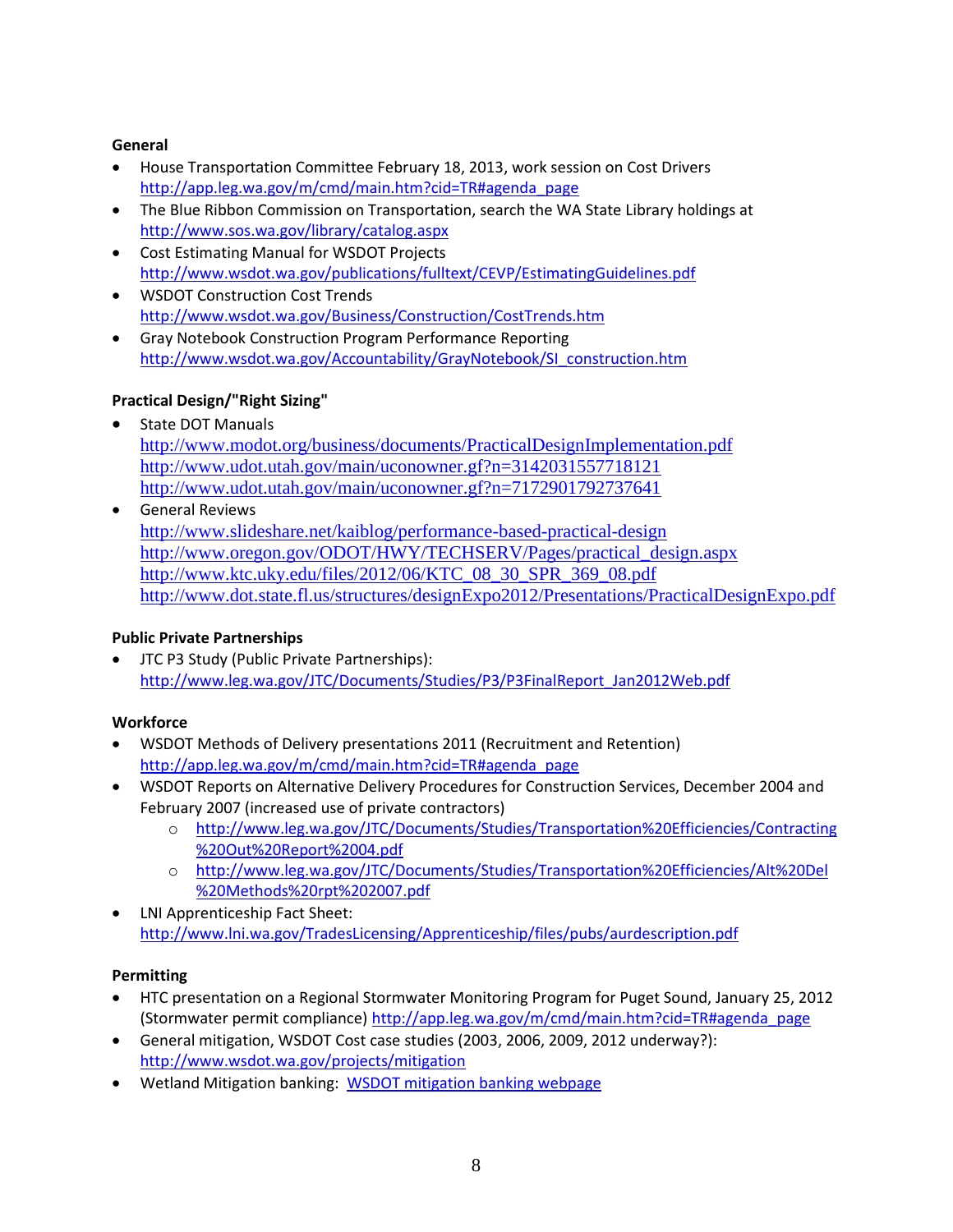**General**

- House Transportation Committee February 18, 2013, work session on Cost Drivers http://app.leg.wa.gov/m/cmd/main.htm?cid=TR#agenda_page
- The Blue Ribbon Commission on Transportation, search the WA State Library holdings at http://www.sos.wa.gov/library/catalog.aspx
- Cost Estimating Manual for WSDOT Projects http://www.wsdot.wa.gov/publications/fulltext/CEVP/EstimatingGuidelines.pdf
- WSDOT Construction Cost Trends http://www.wsdot.wa.gov/Business/Construction/CostTrends.htm
- Gray Notebook Construction Program Performance Reporting http://www.wsdot.wa.gov/Accountability/GrayNotebook/SI_construction.htm

**Practical Design/"Right Sizing"**

- State DOT Manuals
  http://www.modot.org/business/documents/PracticalDesignImplementation.pdf
  http://www.udot.utah.gov/main/uconowner.gf?n=3142031557718121
  http://www.udot.utah.gov/main/uconowner.gf?n=7172901792737641
- General Reviews
  http://www.slideshare.net/kaiblog/performance-based-practical-design
  http://www.oregon.gov/ODOT/HWY/TECHSERV/Pages/practical_design.aspx
  http://www.ktc.uky.edu/files/2012/06/KTC_08_30_SPR_369_08.pdf
  http://www.dot.state.fl.us/structures/designExpo2012/Presentations/PracticalDesignExpo.pdf

**Public Private Partnerships**

- JTC P3 Study (Public Private Partnerships): http://www.leg.wa.gov/JTC/Documents/Studies/P3/P3FinalReport_Jan2012Web.pdf

**Workforce**

- WSDOT Methods of Delivery presentations 2011 (Recruitment and Retention) http://app.leg.wa.gov/m/cmd/main.htm?cid=TR#agenda_page
- WSDOT Reports on Alternative Delivery Procedures for Construction Services, December 2004 and February 2007 (increased use of private contractors)
  - http://www.leg.wa.gov/JTC/Documents/Studies/Transportation%20Efficiencies/Contracting%20Out%20Report%2004.pdf
  - http://www.leg.wa.gov/JTC/Documents/Studies/Transportation%20Efficiencies/Alt%20Del%20Methods%20rpt%202007.pdf
- LNI Apprenticeship Fact Sheet: http://www.lni.wa.gov/TradesLicensing/Apprenticeship/files/pubs/aurdescription.pdf

**Permitting**

- HTC presentation on a Regional Stormwater Monitoring Program for Puget Sound, January 25, 2012 (Stormwater permit compliance) http://app.leg.wa.gov/m/cmd/main.htm?cid=TR#agenda_page
- General mitigation, WSDOT Cost case studies (2003, 2006, 2009, 2012 underway?): http://www.wsdot.wa.gov/projects/mitigation
- Wetland Mitigation banking: WSDOT mitigation banking webpage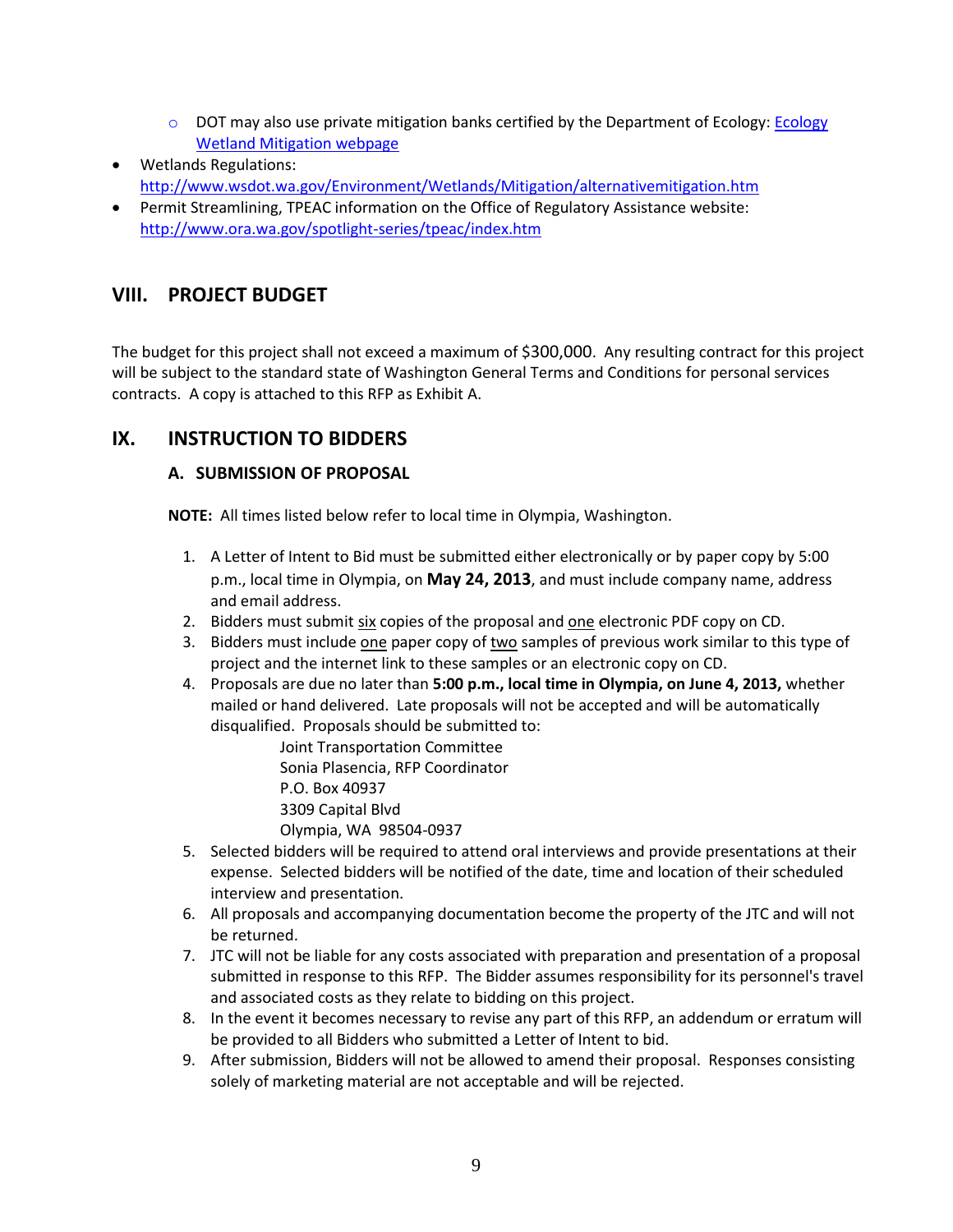- DOT may also use private mitigation banks certified by the Department of Ecology: [Ecology Wetland Mitigation webpage]()
- Wetlands Regulations: http://www.wsdot.wa.gov/Environment/Wetlands/Mitigation/alternativemitigation.htm
- Permit Streamlining, TPEAC information on the Office of Regulatory Assistance website: http://www.ora.wa.gov/spotlight-series/tpeac/index.htm

## VIII. PROJECT BUDGET

The budget for this project shall not exceed a maximum of $300,000. Any resulting contract for this project will be subject to the standard state of Washington General Terms and Conditions for personal services contracts. A copy is attached to this RFP as Exhibit A.

## IX. INSTRUCTION TO BIDDERS

### A. SUBMISSION OF PROPOSAL

**NOTE:** All times listed below refer to local time in Olympia, Washington.

1. A Letter of Intent to Bid must be submitted either electronically or by paper copy by 5:00 p.m., local time in Olympia, on **May 24, 2013**, and must include company name, address and email address.
2. Bidders must submit six copies of the proposal and one electronic PDF copy on CD.
3. Bidders must include one paper copy of two samples of previous work similar to this type of project and the internet link to these samples or an electronic copy on CD.
4. Proposals are due no later than **5:00 p.m., local time in Olympia, on June 4, 2013,** whether mailed or hand delivered. Late proposals will not be accepted and will be automatically disqualified. Proposals should be submitted to:

   Joint Transportation Committee  
   Sonia Plasencia, RFP Coordinator  
   P.O. Box 40937  
   3309 Capital Blvd  
   Olympia, WA 98504-0937

5. Selected bidders will be required to attend oral interviews and provide presentations at their expense. Selected bidders will be notified of the date, time and location of their scheduled interview and presentation.
6. All proposals and accompanying documentation become the property of the JTC and will not be returned.
7. JTC will not be liable for any costs associated with preparation and presentation of a proposal submitted in response to this RFP. The Bidder assumes responsibility for its personnel's travel and associated costs as they relate to bidding on this project.
8. In the event it becomes necessary to revise any part of this RFP, an addendum or erratum will be provided to all Bidders who submitted a Letter of Intent to bid.
9. After submission, Bidders will not be allowed to amend their proposal. Responses consisting solely of marketing material are not acceptable and will be rejected.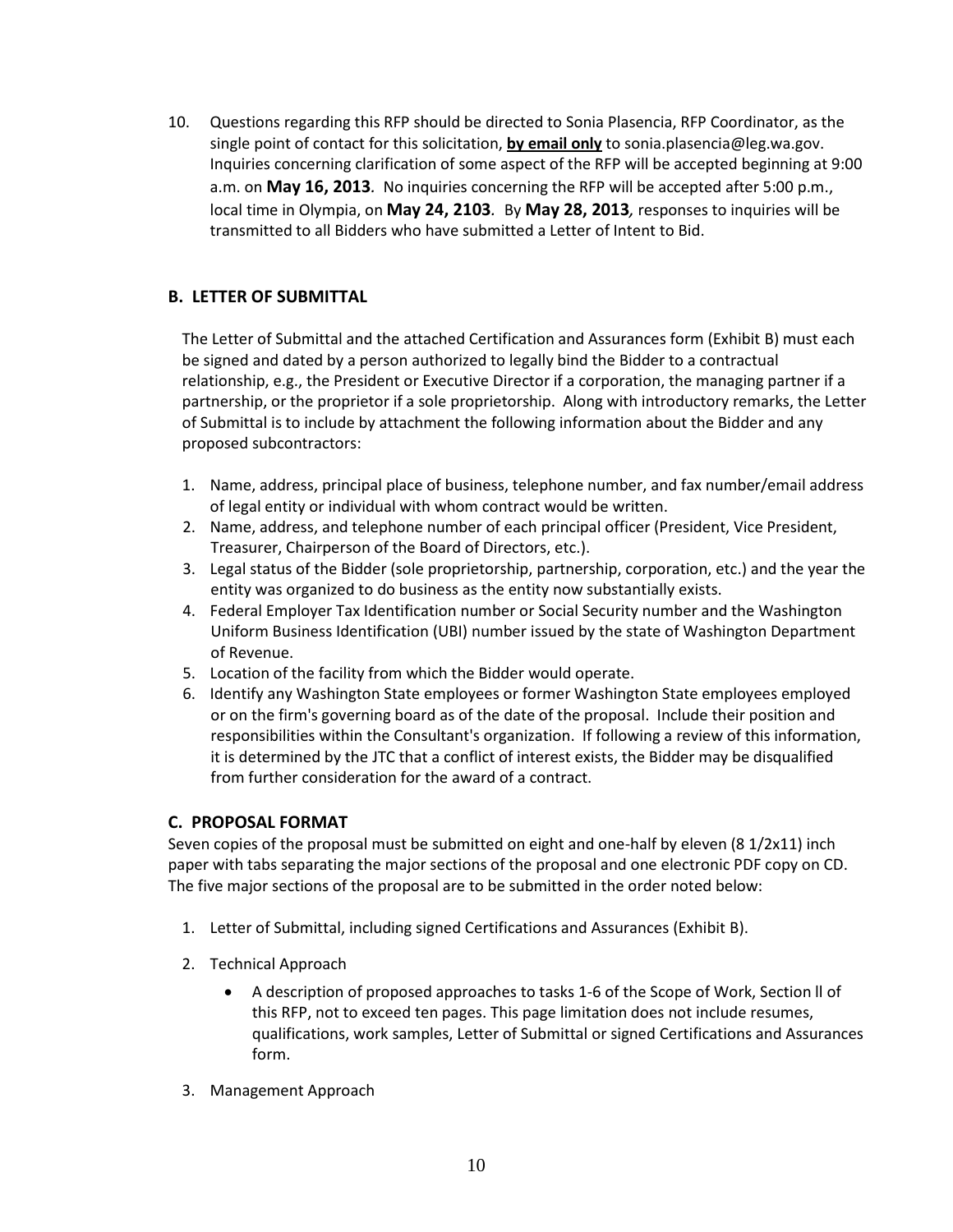10. Questions regarding this RFP should be directed to Sonia Plasencia, RFP Coordinator, as the single point of contact for this solicitation, **by email only** to sonia.plasencia@leg.wa.gov. Inquiries concerning clarification of some aspect of the RFP will be accepted beginning at 9:00 a.m. on **May 16, 2013**. No inquiries concerning the RFP will be accepted after 5:00 p.m., local time in Olympia, on **May 24, 2103**. By **May 28, 2013**, responses to inquiries will be transmitted to all Bidders who have submitted a Letter of Intent to Bid.

## B. LETTER OF SUBMITTAL

The Letter of Submittal and the attached Certification and Assurances form (Exhibit B) must each be signed and dated by a person authorized to legally bind the Bidder to a contractual relationship, e.g., the President or Executive Director if a corporation, the managing partner if a partnership, or the proprietor if a sole proprietorship. Along with introductory remarks, the Letter of Submittal is to include by attachment the following information about the Bidder and any proposed subcontractors:

1. Name, address, principal place of business, telephone number, and fax number/email address of legal entity or individual with whom contract would be written.
2. Name, address, and telephone number of each principal officer (President, Vice President, Treasurer, Chairperson of the Board of Directors, etc.).
3. Legal status of the Bidder (sole proprietorship, partnership, corporation, etc.) and the year the entity was organized to do business as the entity now substantially exists.
4. Federal Employer Tax Identification number or Social Security number and the Washington Uniform Business Identification (UBI) number issued by the state of Washington Department of Revenue.
5. Location of the facility from which the Bidder would operate.
6. Identify any Washington State employees or former Washington State employees employed or on the firm's governing board as of the date of the proposal. Include their position and responsibilities within the Consultant's organization. If following a review of this information, it is determined by the JTC that a conflict of interest exists, the Bidder may be disqualified from further consideration for the award of a contract.

## C. PROPOSAL FORMAT

Seven copies of the proposal must be submitted on eight and one-half by eleven (8 1/2x11) inch paper with tabs separating the major sections of the proposal and one electronic PDF copy on CD. The five major sections of the proposal are to be submitted in the order noted below:

1. Letter of Submittal, including signed Certifications and Assurances (Exhibit B).

2. Technical Approach

   - A description of proposed approaches to tasks 1-6 of the Scope of Work, Section ll of this RFP, not to exceed ten pages. This page limitation does not include resumes, qualifications, work samples, Letter of Submittal or signed Certifications and Assurances form.

3. Management Approach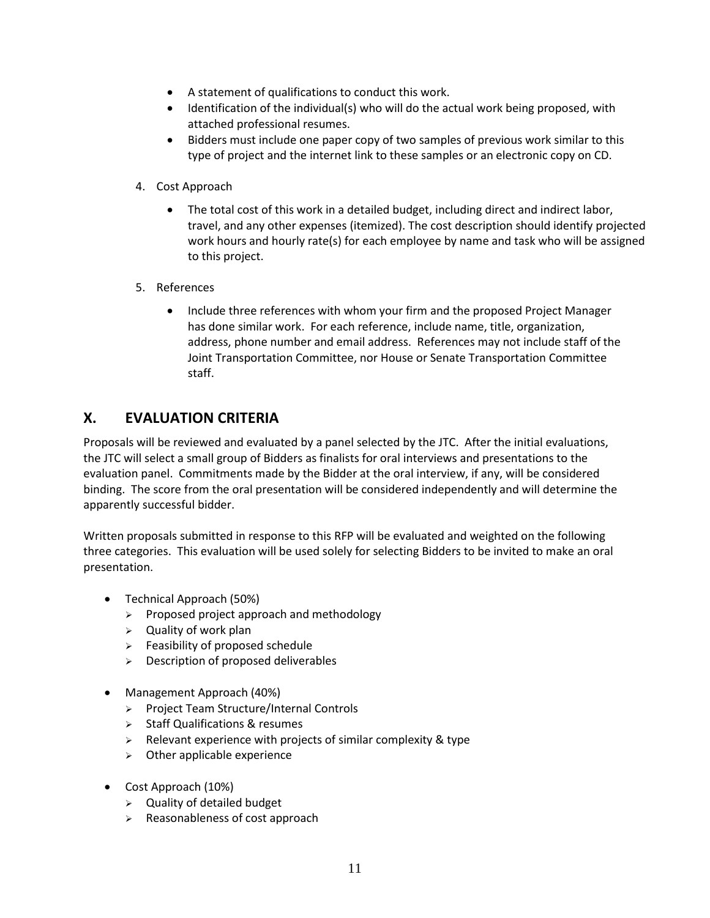- A statement of qualifications to conduct this work.
- Identification of the individual(s) who will do the actual work being proposed, with attached professional resumes.
- Bidders must include one paper copy of two samples of previous work similar to this type of project and the internet link to these samples or an electronic copy on CD.

4. Cost Approach

   - The total cost of this work in a detailed budget, including direct and indirect labor, travel, and any other expenses (itemized). The cost description should identify projected work hours and hourly rate(s) for each employee by name and task who will be assigned to this project.

5. References

   - Include three references with whom your firm and the proposed Project Manager has done similar work. For each reference, include name, title, organization, address, phone number and email address. References may not include staff of the Joint Transportation Committee, nor House or Senate Transportation Committee staff.

## X. EVALUATION CRITERIA

Proposals will be reviewed and evaluated by a panel selected by the JTC. After the initial evaluations, the JTC will select a small group of Bidders as finalists for oral interviews and presentations to the evaluation panel. Commitments made by the Bidder at the oral interview, if any, will be considered binding. The score from the oral presentation will be considered independently and will determine the apparently successful bidder.

Written proposals submitted in response to this RFP will be evaluated and weighted on the following three categories. This evaluation will be used solely for selecting Bidders to be invited to make an oral presentation.

- Technical Approach (50%)
  - Proposed project approach and methodology
  - Quality of work plan
  - Feasibility of proposed schedule
  - Description of proposed deliverables
- Management Approach (40%)
  - Project Team Structure/Internal Controls
  - Staff Qualifications & resumes
  - Relevant experience with projects of similar complexity & type
  - Other applicable experience
- Cost Approach (10%)
  - Quality of detailed budget
  - Reasonableness of cost approach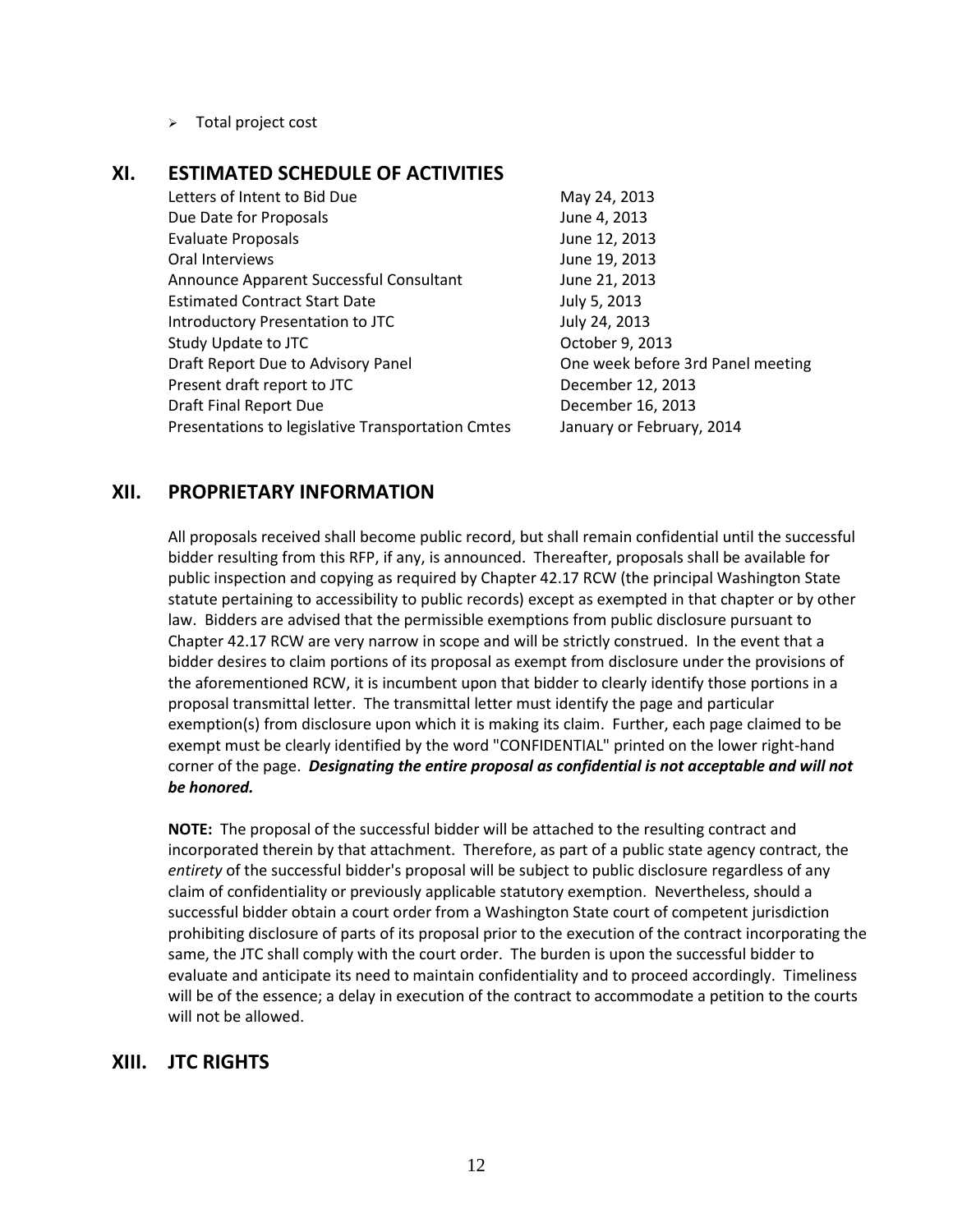- Total project cost

## XI. ESTIMATED SCHEDULE OF ACTIVITIES

| | |
|---|---|
| Letters of Intent to Bid Due | May 24, 2013 |
| Due Date for Proposals | June 4, 2013 |
| Evaluate Proposals | June 12, 2013 |
| Oral Interviews | June 19, 2013 |
| Announce Apparent Successful Consultant | June 21, 2013 |
| Estimated Contract Start Date | July 5, 2013 |
| Introductory Presentation to JTC | July 24, 2013 |
| Study Update to JTC | October 9, 2013 |
| Draft Report Due to Advisory Panel | One week before 3rd Panel meeting |
| Present draft report to JTC | December 12, 2013 |
| Draft Final Report Due | December 16, 2013 |
| Presentations to legislative Transportation Cmtes | January or February, 2014 |

## XII. PROPRIETARY INFORMATION

All proposals received shall become public record, but shall remain confidential until the successful bidder resulting from this RFP, if any, is announced. Thereafter, proposals shall be available for public inspection and copying as required by Chapter 42.17 RCW (the principal Washington State statute pertaining to accessibility to public records) except as exempted in that chapter or by other law. Bidders are advised that the permissible exemptions from public disclosure pursuant to Chapter 42.17 RCW are very narrow in scope and will be strictly construed. In the event that a bidder desires to claim portions of its proposal as exempt from disclosure under the provisions of the aforementioned RCW, it is incumbent upon that bidder to clearly identify those portions in a proposal transmittal letter. The transmittal letter must identify the page and particular exemption(s) from disclosure upon which it is making its claim. Further, each page claimed to be exempt must be clearly identified by the word "CONFIDENTIAL" printed on the lower right-hand corner of the page. ***Designating the entire proposal as confidential is not acceptable and will not be honored.***

**NOTE:** The proposal of the successful bidder will be attached to the resulting contract and incorporated therein by that attachment. Therefore, as part of a public state agency contract, the *entirety* of the successful bidder's proposal will be subject to public disclosure regardless of any claim of confidentiality or previously applicable statutory exemption. Nevertheless, should a successful bidder obtain a court order from a Washington State court of competent jurisdiction prohibiting disclosure of parts of its proposal prior to the execution of the contract incorporating the same, the JTC shall comply with the court order. The burden is upon the successful bidder to evaluate and anticipate its need to maintain confidentiality and to proceed accordingly. Timeliness will be of the essence; a delay in execution of the contract to accommodate a petition to the courts will not be allowed.

## XIII. JTC RIGHTS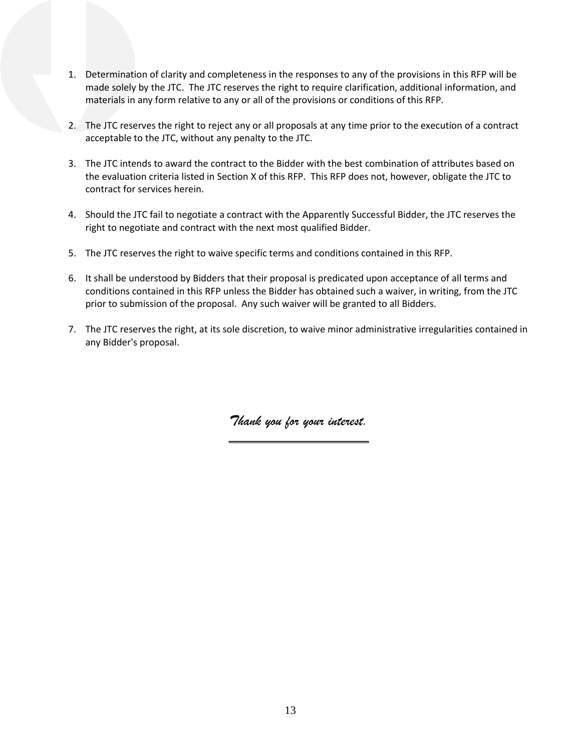1. Determination of clarity and completeness in the responses to any of the provisions in this RFP will be made solely by the JTC. The JTC reserves the right to require clarification, additional information, and materials in any form relative to any or all of the provisions or conditions of this RFP.

2. The JTC reserves the right to reject any or all proposals at any time prior to the execution of a contract acceptable to the JTC, without any penalty to the JTC.

3. The JTC intends to award the contract to the Bidder with the best combination of attributes based on the evaluation criteria listed in Section X of this RFP. This RFP does not, however, obligate the JTC to contract for services herein.

4. Should the JTC fail to negotiate a contract with the Apparently Successful Bidder, the JTC reserves the right to negotiate and contract with the next most qualified Bidder.

5. The JTC reserves the right to waive specific terms and conditions contained in this RFP.

6. It shall be understood by Bidders that their proposal is predicated upon acceptance of all terms and conditions contained in this RFP unless the Bidder has obtained such a waiver, in writing, from the JTC prior to submission of the proposal. Any such waiver will be granted to all Bidders.

7. The JTC reserves the right, at its sole discretion, to waive minor administrative irregularities contained in any Bidder's proposal.

*Thank you for your interest.*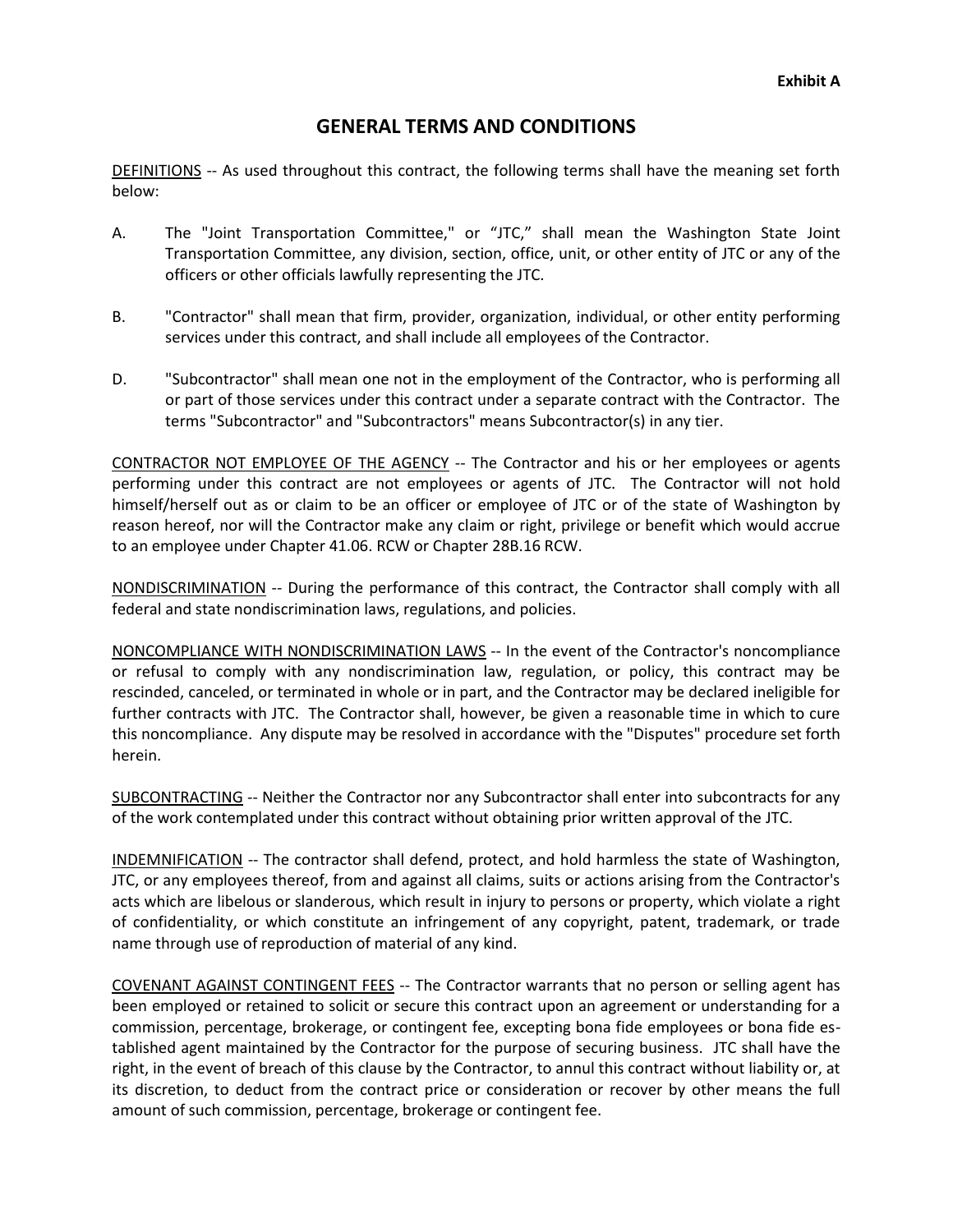**Exhibit A**

# GENERAL TERMS AND CONDITIONS

DEFINITIONS -- As used throughout this contract, the following terms shall have the meaning set forth below:

A. The "Joint Transportation Committee," or "JTC," shall mean the Washington State Joint Transportation Committee, any division, section, office, unit, or other entity of JTC or any of the officers or other officials lawfully representing the JTC.

B. "Contractor" shall mean that firm, provider, organization, individual, or other entity performing services under this contract, and shall include all employees of the Contractor.

D. "Subcontractor" shall mean one not in the employment of the Contractor, who is performing all or part of those services under this contract under a separate contract with the Contractor. The terms "Subcontractor" and "Subcontractors" means Subcontractor(s) in any tier.

CONTRACTOR NOT EMPLOYEE OF THE AGENCY -- The Contractor and his or her employees or agents performing under this contract are not employees or agents of JTC. The Contractor will not hold himself/herself out as or claim to be an officer or employee of JTC or of the state of Washington by reason hereof, nor will the Contractor make any claim or right, privilege or benefit which would accrue to an employee under Chapter 41.06. RCW or Chapter 28B.16 RCW.

NONDISCRIMINATION -- During the performance of this contract, the Contractor shall comply with all federal and state nondiscrimination laws, regulations, and policies.

NONCOMPLIANCE WITH NONDISCRIMINATION LAWS -- In the event of the Contractor's noncompliance or refusal to comply with any nondiscrimination law, regulation, or policy, this contract may be rescinded, canceled, or terminated in whole or in part, and the Contractor may be declared ineligible for further contracts with JTC. The Contractor shall, however, be given a reasonable time in which to cure this noncompliance. Any dispute may be resolved in accordance with the "Disputes" procedure set forth herein.

SUBCONTRACTING -- Neither the Contractor nor any Subcontractor shall enter into subcontracts for any of the work contemplated under this contract without obtaining prior written approval of the JTC.

INDEMNIFICATION -- The contractor shall defend, protect, and hold harmless the state of Washington, JTC, or any employees thereof, from and against all claims, suits or actions arising from the Contractor's acts which are libelous or slanderous, which result in injury to persons or property, which violate a right of confidentiality, or which constitute an infringement of any copyright, patent, trademark, or trade name through use of reproduction of material of any kind.

COVENANT AGAINST CONTINGENT FEES -- The Contractor warrants that no person or selling agent has been employed or retained to solicit or secure this contract upon an agreement or understanding for a commission, percentage, brokerage, or contingent fee, excepting bona fide employees or bona fide established agent maintained by the Contractor for the purpose of securing business. JTC shall have the right, in the event of breach of this clause by the Contractor, to annul this contract without liability or, at its discretion, to deduct from the contract price or consideration or recover by other means the full amount of such commission, percentage, brokerage or contingent fee.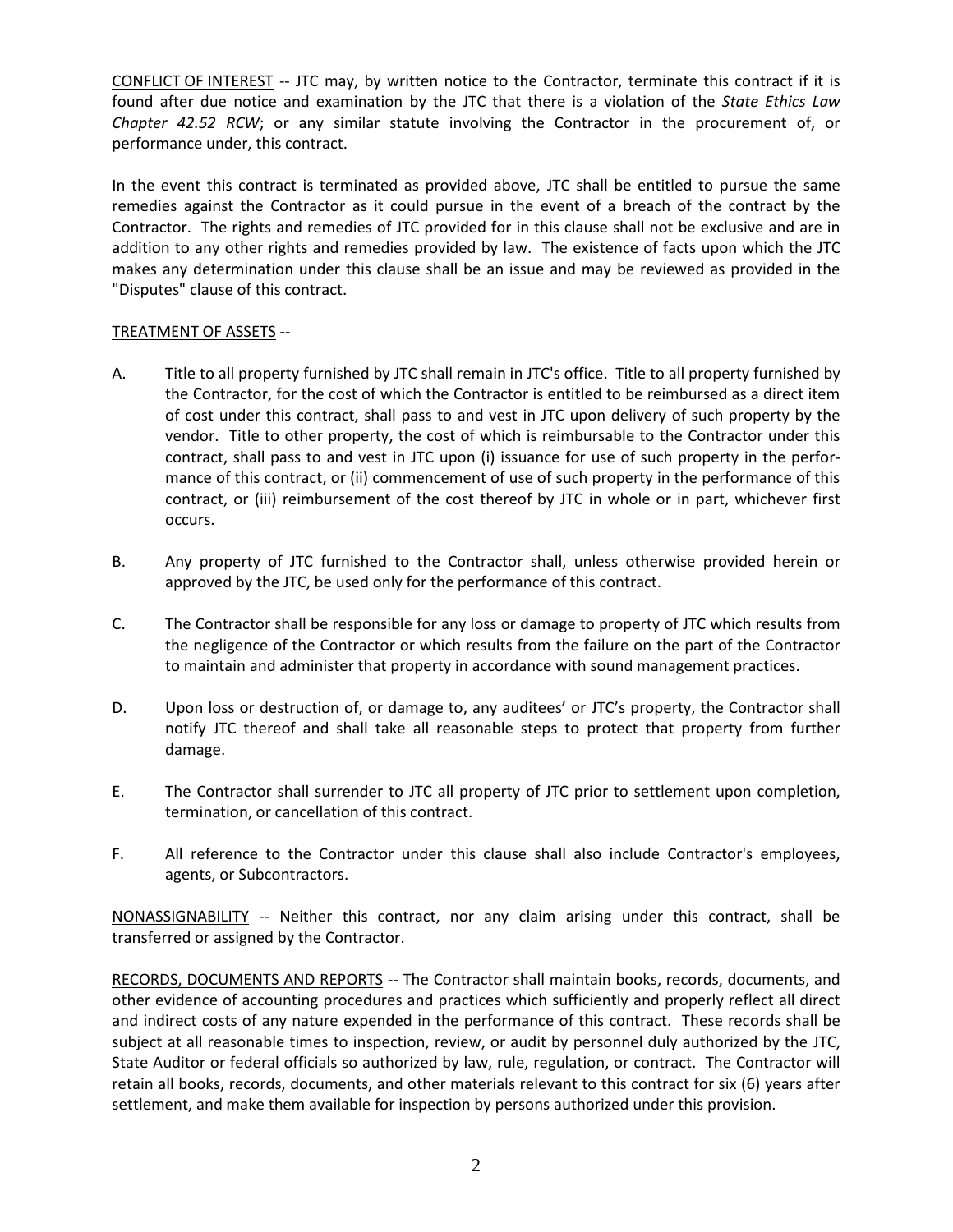<u>CONFLICT OF INTEREST</u> -- JTC may, by written notice to the Contractor, terminate this contract if it is found after due notice and examination by the JTC that there is a violation of the *State Ethics Law Chapter 42.52 RCW*; or any similar statute involving the Contractor in the procurement of, or performance under, this contract.

In the event this contract is terminated as provided above, JTC shall be entitled to pursue the same remedies against the Contractor as it could pursue in the event of a breach of the contract by the Contractor. The rights and remedies of JTC provided for in this clause shall not be exclusive and are in addition to any other rights and remedies provided by law. The existence of facts upon which the JTC makes any determination under this clause shall be an issue and may be reviewed as provided in the "Disputes" clause of this contract.

<u>TREATMENT OF ASSETS</u> --

A. Title to all property furnished by JTC shall remain in JTC's office. Title to all property furnished by the Contractor, for the cost of which the Contractor is entitled to be reimbursed as a direct item of cost under this contract, shall pass to and vest in JTC upon delivery of such property by the vendor. Title to other property, the cost of which is reimbursable to the Contractor under this contract, shall pass to and vest in JTC upon (i) issuance for use of such property in the performance of this contract, or (ii) commencement of use of such property in the performance of this contract, or (iii) reimbursement of the cost thereof by JTC in whole or in part, whichever first occurs.

B. Any property of JTC furnished to the Contractor shall, unless otherwise provided herein or approved by the JTC, be used only for the performance of this contract.

C. The Contractor shall be responsible for any loss or damage to property of JTC which results from the negligence of the Contractor or which results from the failure on the part of the Contractor to maintain and administer that property in accordance with sound management practices.

D. Upon loss or destruction of, or damage to, any auditees' or JTC's property, the Contractor shall notify JTC thereof and shall take all reasonable steps to protect that property from further damage.

E. The Contractor shall surrender to JTC all property of JTC prior to settlement upon completion, termination, or cancellation of this contract.

F. All reference to the Contractor under this clause shall also include Contractor's employees, agents, or Subcontractors.

<u>NONASSIGNABILITY</u> -- Neither this contract, nor any claim arising under this contract, shall be transferred or assigned by the Contractor.

<u>RECORDS, DOCUMENTS AND REPORTS</u> -- The Contractor shall maintain books, records, documents, and other evidence of accounting procedures and practices which sufficiently and properly reflect all direct and indirect costs of any nature expended in the performance of this contract. These records shall be subject at all reasonable times to inspection, review, or audit by personnel duly authorized by the JTC, State Auditor or federal officials so authorized by law, rule, regulation, or contract. The Contractor will retain all books, records, documents, and other materials relevant to this contract for six (6) years after settlement, and make them available for inspection by persons authorized under this provision.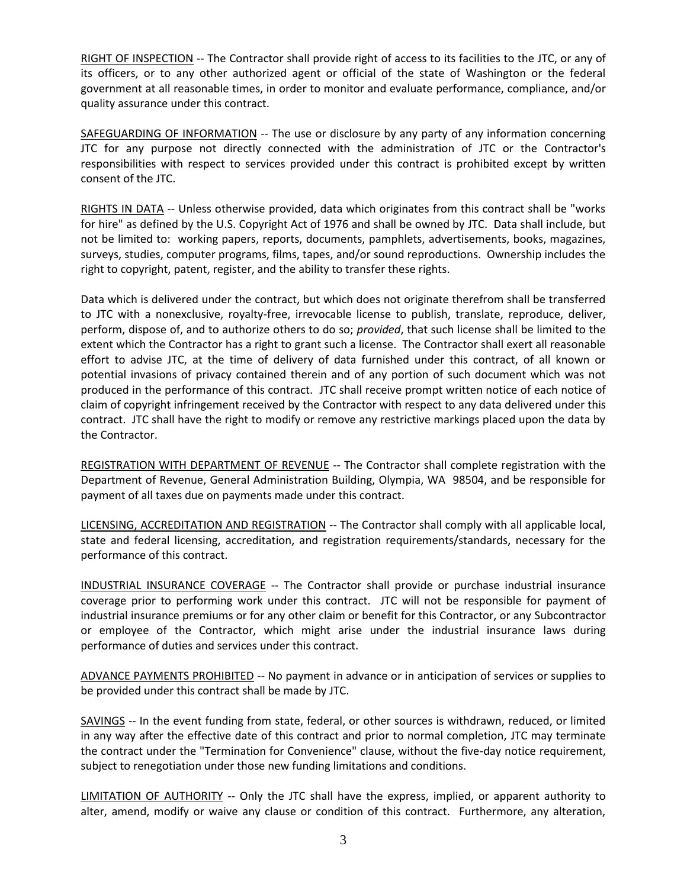RIGHT OF INSPECTION -- The Contractor shall provide right of access to its facilities to the JTC, or any of its officers, or to any other authorized agent or official of the state of Washington or the federal government at all reasonable times, in order to monitor and evaluate performance, compliance, and/or quality assurance under this contract.

SAFEGUARDING OF INFORMATION -- The use or disclosure by any party of any information concerning JTC for any purpose not directly connected with the administration of JTC or the Contractor's responsibilities with respect to services provided under this contract is prohibited except by written consent of the JTC.

RIGHTS IN DATA -- Unless otherwise provided, data which originates from this contract shall be "works for hire" as defined by the U.S. Copyright Act of 1976 and shall be owned by JTC. Data shall include, but not be limited to: working papers, reports, documents, pamphlets, advertisements, books, magazines, surveys, studies, computer programs, films, tapes, and/or sound reproductions. Ownership includes the right to copyright, patent, register, and the ability to transfer these rights.

Data which is delivered under the contract, but which does not originate therefrom shall be transferred to JTC with a nonexclusive, royalty-free, irrevocable license to publish, translate, reproduce, deliver, perform, dispose of, and to authorize others to do so; *provided*, that such license shall be limited to the extent which the Contractor has a right to grant such a license. The Contractor shall exert all reasonable effort to advise JTC, at the time of delivery of data furnished under this contract, of all known or potential invasions of privacy contained therein and of any portion of such document which was not produced in the performance of this contract. JTC shall receive prompt written notice of each notice of claim of copyright infringement received by the Contractor with respect to any data delivered under this contract. JTC shall have the right to modify or remove any restrictive markings placed upon the data by the Contractor.

REGISTRATION WITH DEPARTMENT OF REVENUE -- The Contractor shall complete registration with the Department of Revenue, General Administration Building, Olympia, WA 98504, and be responsible for payment of all taxes due on payments made under this contract.

LICENSING, ACCREDITATION AND REGISTRATION -- The Contractor shall comply with all applicable local, state and federal licensing, accreditation, and registration requirements/standards, necessary for the performance of this contract.

INDUSTRIAL INSURANCE COVERAGE -- The Contractor shall provide or purchase industrial insurance coverage prior to performing work under this contract. JTC will not be responsible for payment of industrial insurance premiums or for any other claim or benefit for this Contractor, or any Subcontractor or employee of the Contractor, which might arise under the industrial insurance laws during performance of duties and services under this contract.

ADVANCE PAYMENTS PROHIBITED -- No payment in advance or in anticipation of services or supplies to be provided under this contract shall be made by JTC.

SAVINGS -- In the event funding from state, federal, or other sources is withdrawn, reduced, or limited in any way after the effective date of this contract and prior to normal completion, JTC may terminate the contract under the "Termination for Convenience" clause, without the five-day notice requirement, subject to renegotiation under those new funding limitations and conditions.

LIMITATION OF AUTHORITY -- Only the JTC shall have the express, implied, or apparent authority to alter, amend, modify or waive any clause or condition of this contract. Furthermore, any alteration,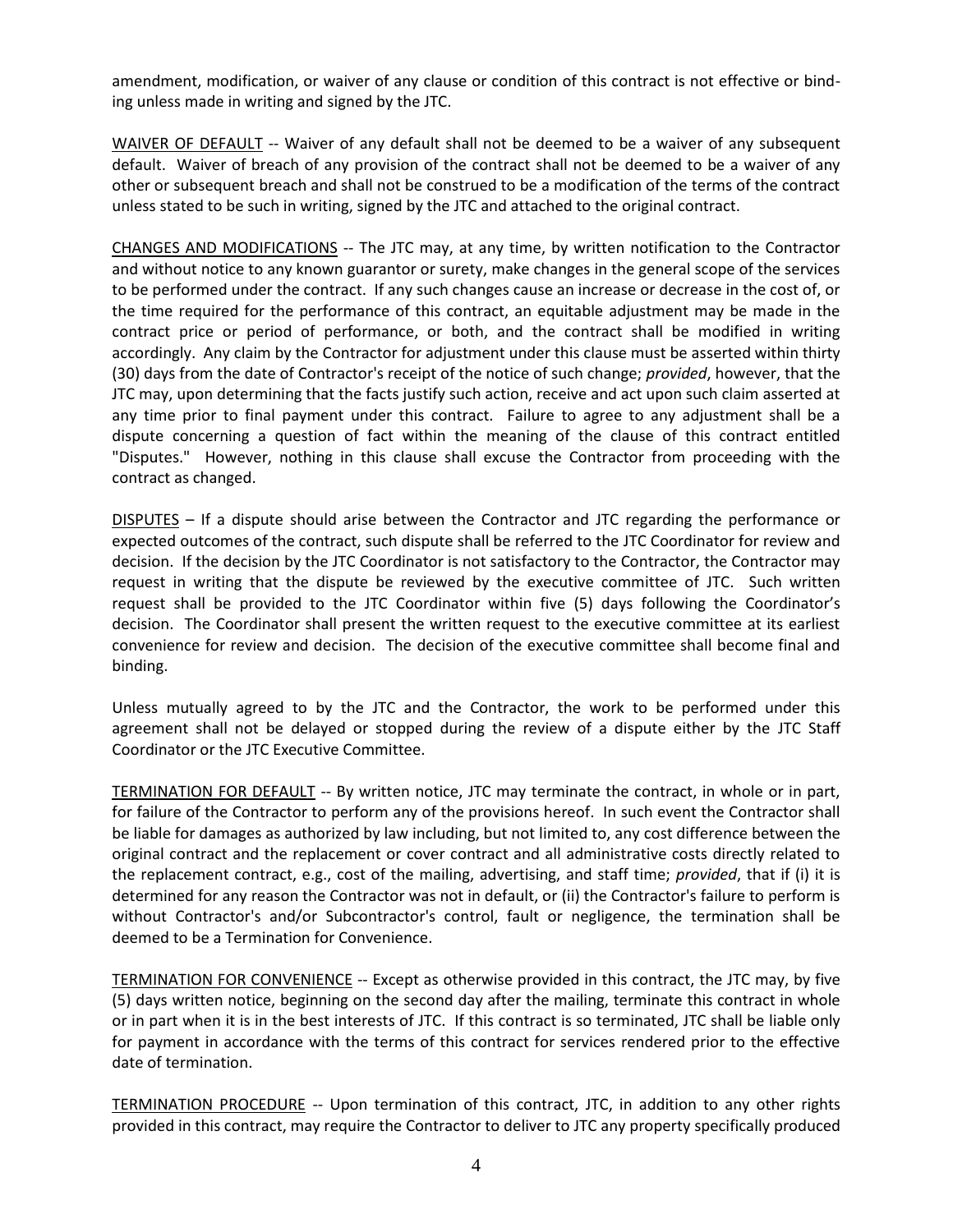amendment, modification, or waiver of any clause or condition of this contract is not effective or binding unless made in writing and signed by the JTC.

WAIVER OF DEFAULT -- Waiver of any default shall not be deemed to be a waiver of any subsequent default. Waiver of breach of any provision of the contract shall not be deemed to be a waiver of any other or subsequent breach and shall not be construed to be a modification of the terms of the contract unless stated to be such in writing, signed by the JTC and attached to the original contract.

CHANGES AND MODIFICATIONS -- The JTC may, at any time, by written notification to the Contractor and without notice to any known guarantor or surety, make changes in the general scope of the services to be performed under the contract. If any such changes cause an increase or decrease in the cost of, or the time required for the performance of this contract, an equitable adjustment may be made in the contract price or period of performance, or both, and the contract shall be modified in writing accordingly. Any claim by the Contractor for adjustment under this clause must be asserted within thirty (30) days from the date of Contractor's receipt of the notice of such change; *provided*, however, that the JTC may, upon determining that the facts justify such action, receive and act upon such claim asserted at any time prior to final payment under this contract. Failure to agree to any adjustment shall be a dispute concerning a question of fact within the meaning of the clause of this contract entitled "Disputes." However, nothing in this clause shall excuse the Contractor from proceeding with the contract as changed.

DISPUTES – If a dispute should arise between the Contractor and JTC regarding the performance or expected outcomes of the contract, such dispute shall be referred to the JTC Coordinator for review and decision. If the decision by the JTC Coordinator is not satisfactory to the Contractor, the Contractor may request in writing that the dispute be reviewed by the executive committee of JTC. Such written request shall be provided to the JTC Coordinator within five (5) days following the Coordinator's decision. The Coordinator shall present the written request to the executive committee at its earliest convenience for review and decision. The decision of the executive committee shall become final and binding.

Unless mutually agreed to by the JTC and the Contractor, the work to be performed under this agreement shall not be delayed or stopped during the review of a dispute either by the JTC Staff Coordinator or the JTC Executive Committee.

TERMINATION FOR DEFAULT -- By written notice, JTC may terminate the contract, in whole or in part, for failure of the Contractor to perform any of the provisions hereof. In such event the Contractor shall be liable for damages as authorized by law including, but not limited to, any cost difference between the original contract and the replacement or cover contract and all administrative costs directly related to the replacement contract, e.g., cost of the mailing, advertising, and staff time; *provided*, that if (i) it is determined for any reason the Contractor was not in default, or (ii) the Contractor's failure to perform is without Contractor's and/or Subcontractor's control, fault or negligence, the termination shall be deemed to be a Termination for Convenience.

TERMINATION FOR CONVENIENCE -- Except as otherwise provided in this contract, the JTC may, by five (5) days written notice, beginning on the second day after the mailing, terminate this contract in whole or in part when it is in the best interests of JTC. If this contract is so terminated, JTC shall be liable only for payment in accordance with the terms of this contract for services rendered prior to the effective date of termination.

TERMINATION PROCEDURE -- Upon termination of this contract, JTC, in addition to any other rights provided in this contract, may require the Contractor to deliver to JTC any property specifically produced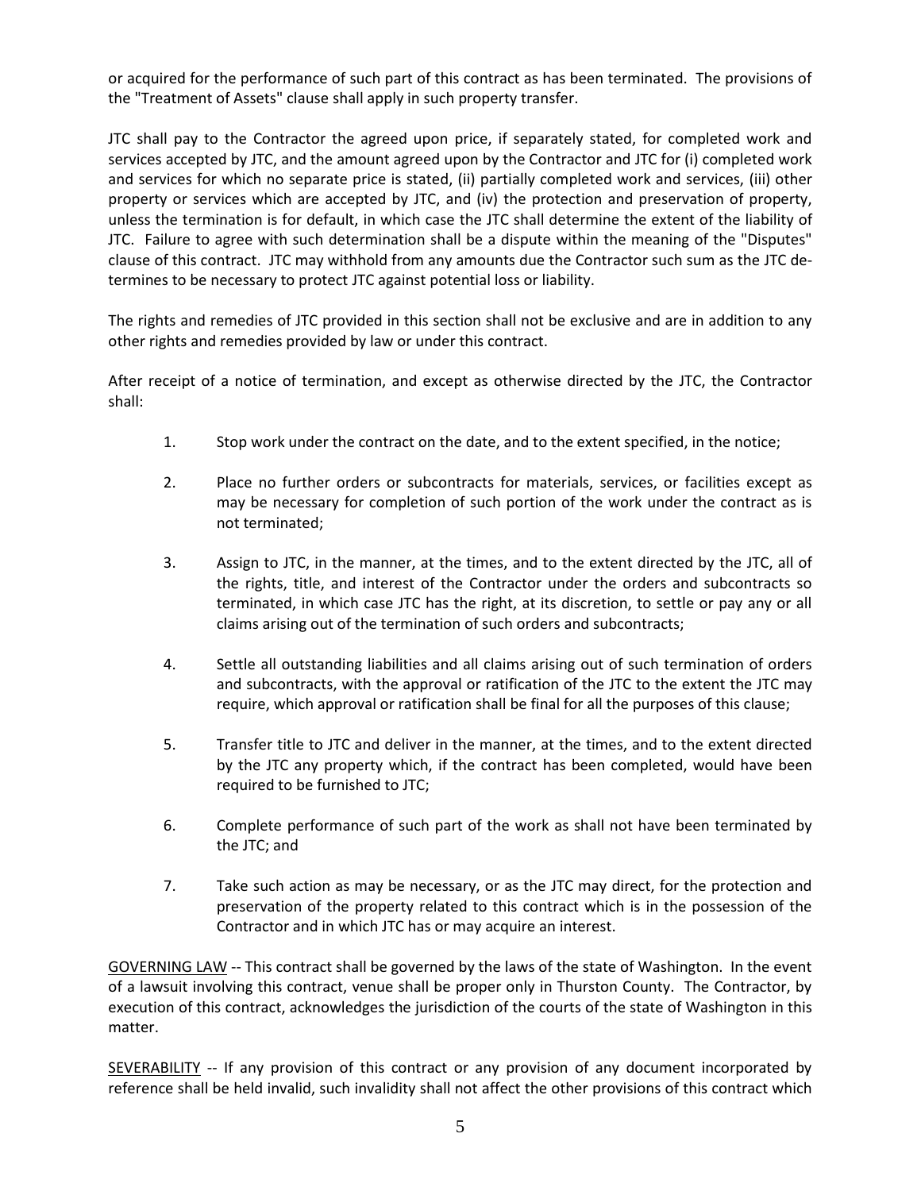or acquired for the performance of such part of this contract as has been terminated. The provisions of the "Treatment of Assets" clause shall apply in such property transfer.

JTC shall pay to the Contractor the agreed upon price, if separately stated, for completed work and services accepted by JTC, and the amount agreed upon by the Contractor and JTC for (i) completed work and services for which no separate price is stated, (ii) partially completed work and services, (iii) other property or services which are accepted by JTC, and (iv) the protection and preservation of property, unless the termination is for default, in which case the JTC shall determine the extent of the liability of JTC. Failure to agree with such determination shall be a dispute within the meaning of the "Disputes" clause of this contract. JTC may withhold from any amounts due the Contractor such sum as the JTC determines to be necessary to protect JTC against potential loss or liability.

The rights and remedies of JTC provided in this section shall not be exclusive and are in addition to any other rights and remedies provided by law or under this contract.

After receipt of a notice of termination, and except as otherwise directed by the JTC, the Contractor shall:

1. Stop work under the contract on the date, and to the extent specified, in the notice;

2. Place no further orders or subcontracts for materials, services, or facilities except as may be necessary for completion of such portion of the work under the contract as is not terminated;

3. Assign to JTC, in the manner, at the times, and to the extent directed by the JTC, all of the rights, title, and interest of the Contractor under the orders and subcontracts so terminated, in which case JTC has the right, at its discretion, to settle or pay any or all claims arising out of the termination of such orders and subcontracts;

4. Settle all outstanding liabilities and all claims arising out of such termination of orders and subcontracts, with the approval or ratification of the JTC to the extent the JTC may require, which approval or ratification shall be final for all the purposes of this clause;

5. Transfer title to JTC and deliver in the manner, at the times, and to the extent directed by the JTC any property which, if the contract has been completed, would have been required to be furnished to JTC;

6. Complete performance of such part of the work as shall not have been terminated by the JTC; and

7. Take such action as may be necessary, or as the JTC may direct, for the protection and preservation of the property related to this contract which is in the possession of the Contractor and in which JTC has or may acquire an interest.

<u>GOVERNING LAW</u> -- This contract shall be governed by the laws of the state of Washington. In the event of a lawsuit involving this contract, venue shall be proper only in Thurston County. The Contractor, by execution of this contract, acknowledges the jurisdiction of the courts of the state of Washington in this matter.

<u>SEVERABILITY</u> -- If any provision of this contract or any provision of any document incorporated by reference shall be held invalid, such invalidity shall not affect the other provisions of this contract which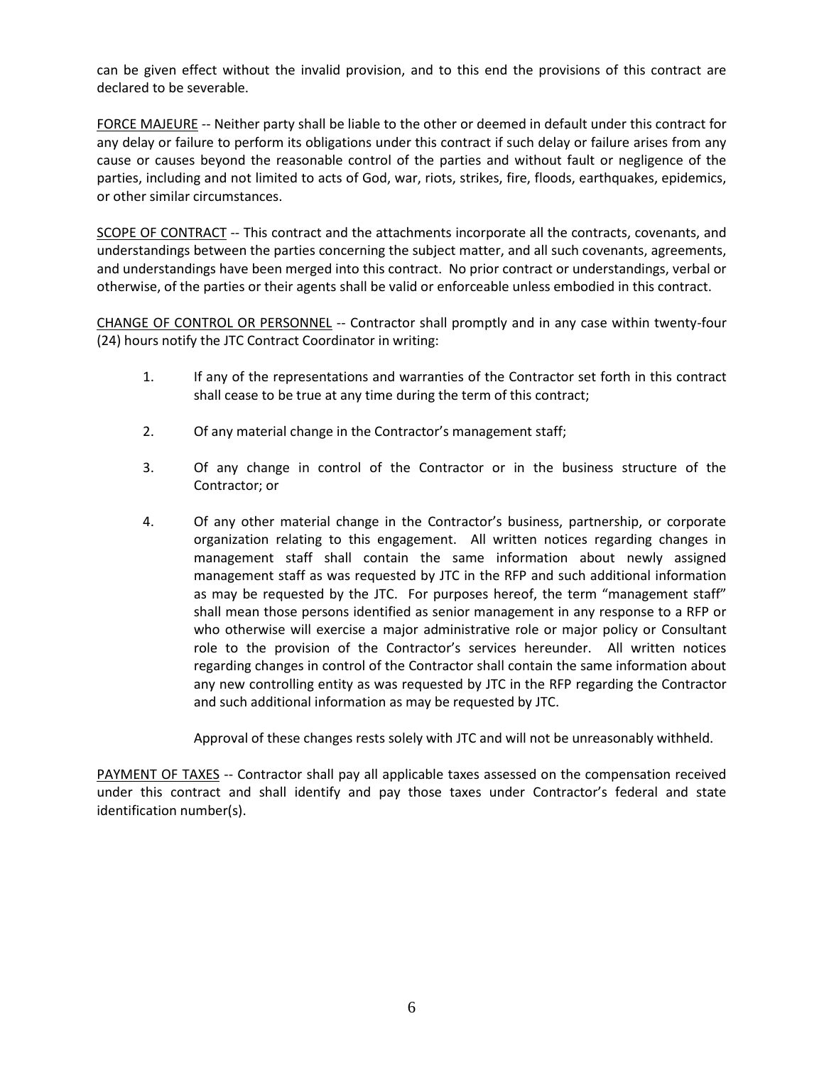can be given effect without the invalid provision, and to this end the provisions of this contract are declared to be severable.

FORCE MAJEURE -- Neither party shall be liable to the other or deemed in default under this contract for any delay or failure to perform its obligations under this contract if such delay or failure arises from any cause or causes beyond the reasonable control of the parties and without fault or negligence of the parties, including and not limited to acts of God, war, riots, strikes, fire, floods, earthquakes, epidemics, or other similar circumstances.

SCOPE OF CONTRACT -- This contract and the attachments incorporate all the contracts, covenants, and understandings between the parties concerning the subject matter, and all such covenants, agreements, and understandings have been merged into this contract. No prior contract or understandings, verbal or otherwise, of the parties or their agents shall be valid or enforceable unless embodied in this contract.

CHANGE OF CONTROL OR PERSONNEL -- Contractor shall promptly and in any case within twenty-four (24) hours notify the JTC Contract Coordinator in writing:

1. If any of the representations and warranties of the Contractor set forth in this contract shall cease to be true at any time during the term of this contract;

2. Of any material change in the Contractor's management staff;

3. Of any change in control of the Contractor or in the business structure of the Contractor; or

4. Of any other material change in the Contractor's business, partnership, or corporate organization relating to this engagement. All written notices regarding changes in management staff shall contain the same information about newly assigned management staff as was requested by JTC in the RFP and such additional information as may be requested by the JTC. For purposes hereof, the term "management staff" shall mean those persons identified as senior management in any response to a RFP or who otherwise will exercise a major administrative role or major policy or Consultant role to the provision of the Contractor's services hereunder. All written notices regarding changes in control of the Contractor shall contain the same information about any new controlling entity as was requested by JTC in the RFP regarding the Contractor and such additional information as may be requested by JTC.

   Approval of these changes rests solely with JTC and will not be unreasonably withheld.

PAYMENT OF TAXES -- Contractor shall pay all applicable taxes assessed on the compensation received under this contract and shall identify and pay those taxes under Contractor's federal and state identification number(s).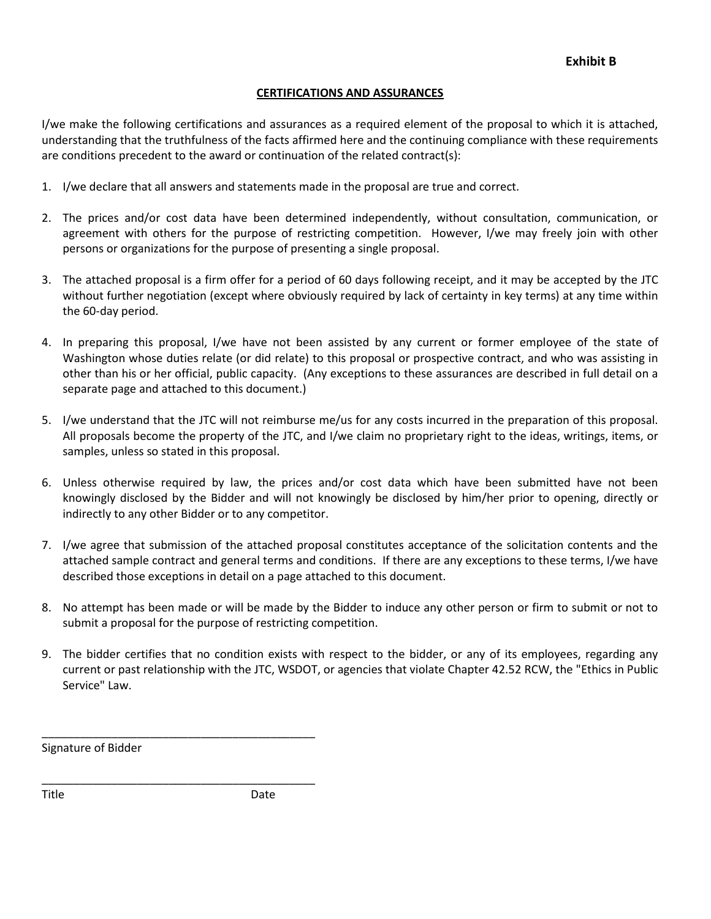**Exhibit B**

## CERTIFICATIONS AND ASSURANCES

I/we make the following certifications and assurances as a required element of the proposal to which it is attached, understanding that the truthfulness of the facts affirmed here and the continuing compliance with these requirements are conditions precedent to the award or continuation of the related contract(s):

1. I/we declare that all answers and statements made in the proposal are true and correct.

2. The prices and/or cost data have been determined independently, without consultation, communication, or agreement with others for the purpose of restricting competition. However, I/we may freely join with other persons or organizations for the purpose of presenting a single proposal.

3. The attached proposal is a firm offer for a period of 60 days following receipt, and it may be accepted by the JTC without further negotiation (except where obviously required by lack of certainty in key terms) at any time within the 60-day period.

4. In preparing this proposal, I/we have not been assisted by any current or former employee of the state of Washington whose duties relate (or did relate) to this proposal or prospective contract, and who was assisting in other than his or her official, public capacity. (Any exceptions to these assurances are described in full detail on a separate page and attached to this document.)

5. I/we understand that the JTC will not reimburse me/us for any costs incurred in the preparation of this proposal. All proposals become the property of the JTC, and I/we claim no proprietary right to the ideas, writings, items, or samples, unless so stated in this proposal.

6. Unless otherwise required by law, the prices and/or cost data which have been submitted have not been knowingly disclosed by the Bidder and will not knowingly be disclosed by him/her prior to opening, directly or indirectly to any other Bidder or to any competitor.

7. I/we agree that submission of the attached proposal constitutes acceptance of the solicitation contents and the attached sample contract and general terms and conditions. If there are any exceptions to these terms, I/we have described those exceptions in detail on a page attached to this document.

8. No attempt has been made or will be made by the Bidder to induce any other person or firm to submit or not to submit a proposal for the purpose of restricting competition.

9. The bidder certifies that no condition exists with respect to the bidder, or any of its employees, regarding any current or past relationship with the JTC, WSDOT, or agencies that violate Chapter 42.52 RCW, the "Ethics in Public Service" Law.

_____________________________________________

Signature of Bidder

_____________________________________________

Title                                         Date